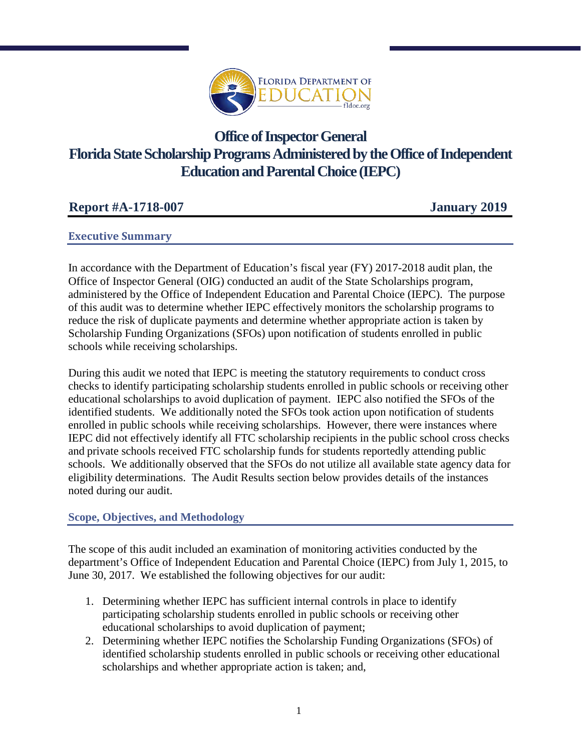FLORIDA DEPARTMENT OF EDUCATION

fldoe.org

# Office of Inspector General
# Florida State Scholarship Programs Administered by the Office of Independent Education and Parental Choice (IEPC)

**Report #A-1718-007** **January 2019**

## Executive Summary

In accordance with the Department of Education's fiscal year (FY) 2017-2018 audit plan, the Office of Inspector General (OIG) conducted an audit of the State Scholarships program, administered by the Office of Independent Education and Parental Choice (IEPC). The purpose of this audit was to determine whether IEPC effectively monitors the scholarship programs to reduce the risk of duplicate payments and determine whether appropriate action is taken by Scholarship Funding Organizations (SFOs) upon notification of students enrolled in public schools while receiving scholarships.

During this audit we noted that IEPC is meeting the statutory requirements to conduct cross checks to identify participating scholarship students enrolled in public schools or receiving other educational scholarships to avoid duplication of payment. IEPC also notified the SFOs of the identified students. We additionally noted the SFOs took action upon notification of students enrolled in public schools while receiving scholarships. However, there were instances where IEPC did not effectively identify all FTC scholarship recipients in the public school cross checks and private schools received FTC scholarship funds for students reportedly attending public schools. We additionally observed that the SFOs do not utilize all available state agency data for eligibility determinations. The Audit Results section below provides details of the instances noted during our audit.

## Scope, Objectives, and Methodology

The scope of this audit included an examination of monitoring activities conducted by the department's Office of Independent Education and Parental Choice (IEPC) from July 1, 2015, to June 30, 2017. We established the following objectives for our audit:

1. Determining whether IEPC has sufficient internal controls in place to identify participating scholarship students enrolled in public schools or receiving other educational scholarships to avoid duplication of payment;
2. Determining whether IEPC notifies the Scholarship Funding Organizations (SFOs) of identified scholarship students enrolled in public schools or receiving other educational scholarships and whether appropriate action is taken; and,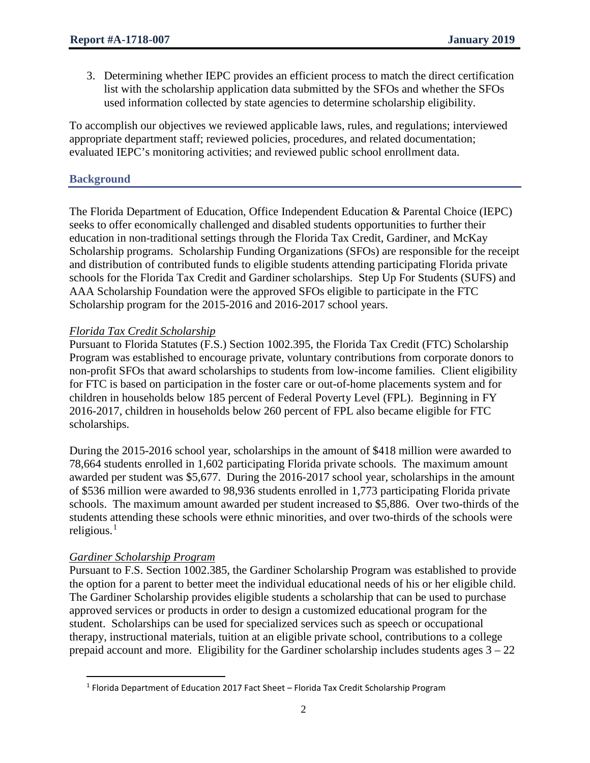3. Determining whether IEPC provides an efficient process to match the direct certification list with the scholarship application data submitted by the SFOs and whether the SFOs used information collected by state agencies to determine scholarship eligibility.

To accomplish our objectives we reviewed applicable laws, rules, and regulations; interviewed appropriate department staff; reviewed policies, procedures, and related documentation; evaluated IEPC's monitoring activities; and reviewed public school enrollment data.

## Background

The Florida Department of Education, Office Independent Education & Parental Choice (IEPC) seeks to offer economically challenged and disabled students opportunities to further their education in non-traditional settings through the Florida Tax Credit, Gardiner, and McKay Scholarship programs. Scholarship Funding Organizations (SFOs) are responsible for the receipt and distribution of contributed funds to eligible students attending participating Florida private schools for the Florida Tax Credit and Gardiner scholarships. Step Up For Students (SUFS) and AAA Scholarship Foundation were the approved SFOs eligible to participate in the FTC Scholarship program for the 2015-2016 and 2016-2017 school years.

### *Florida Tax Credit Scholarship*

Pursuant to Florida Statutes (F.S.) Section 1002.395, the Florida Tax Credit (FTC) Scholarship Program was established to encourage private, voluntary contributions from corporate donors to non-profit SFOs that award scholarships to students from low-income families. Client eligibility for FTC is based on participation in the foster care or out-of-home placements system and for children in households below 185 percent of Federal Poverty Level (FPL). Beginning in FY 2016-2017, children in households below 260 percent of FPL also became eligible for FTC scholarships.

During the 2015-2016 school year, scholarships in the amount of $418 million were awarded to 78,664 students enrolled in 1,602 participating Florida private schools. The maximum amount awarded per student was $5,677. During the 2016-2017 school year, scholarships in the amount of $536 million were awarded to 98,936 students enrolled in 1,773 participating Florida private schools. The maximum amount awarded per student increased to $5,886. Over two-thirds of the students attending these schools were ethnic minorities, and over two-thirds of the schools were religious.[1]

### *Gardiner Scholarship Program*

Pursuant to F.S. Section 1002.385, the Gardiner Scholarship Program was established to provide the option for a parent to better meet the individual educational needs of his or her eligible child. The Gardiner Scholarship provides eligible students a scholarship that can be used to purchase approved services or products in order to design a customized educational program for the student. Scholarships can be used for specialized services such as speech or occupational therapy, instructional materials, tuition at an eligible private school, contributions to a college prepaid account and more. Eligibility for the Gardiner scholarship includes students ages 3 – 22

[1] Florida Department of Education 2017 Fact Sheet – Florida Tax Credit Scholarship Program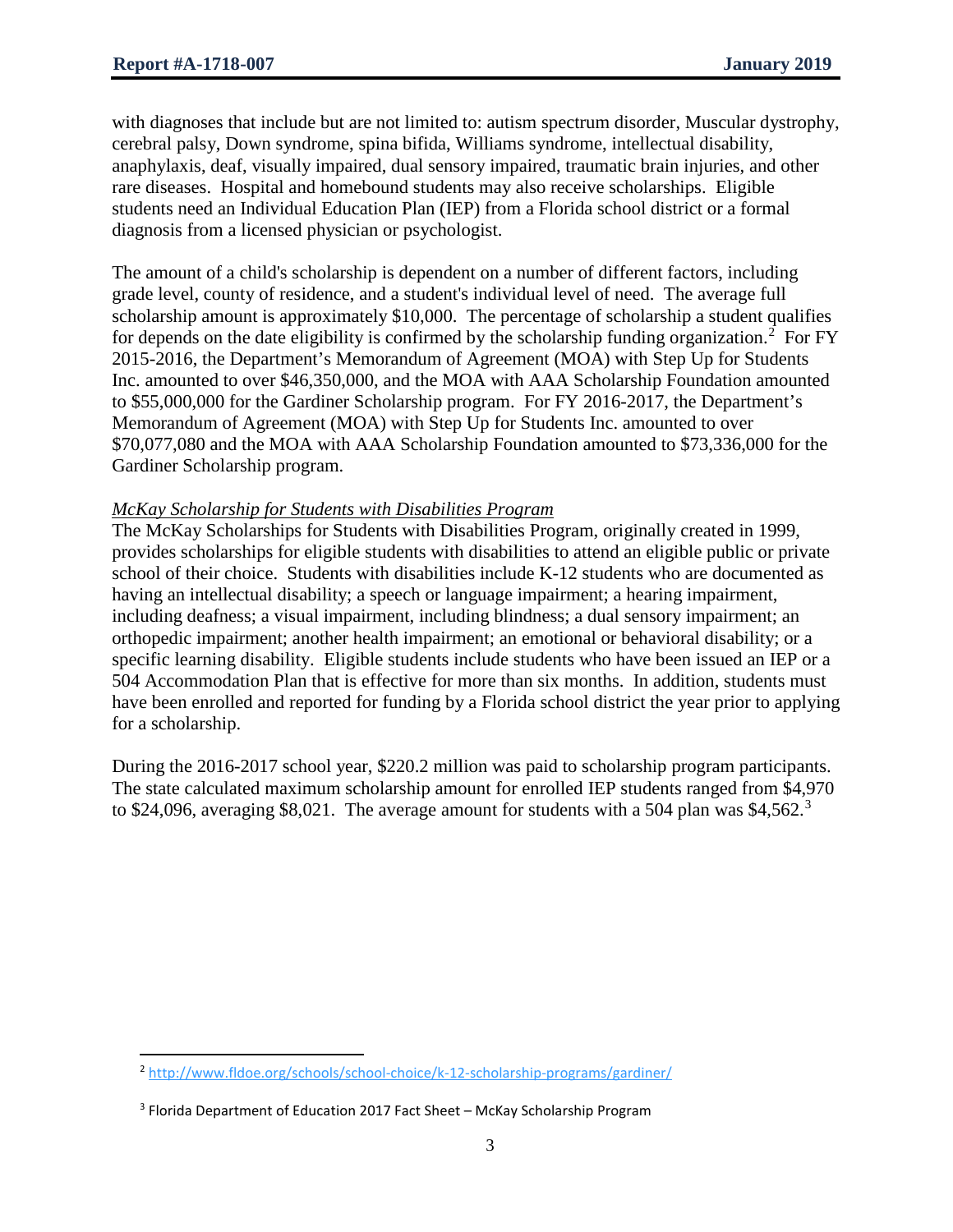with diagnoses that include but are not limited to: autism spectrum disorder, Muscular dystrophy, cerebral palsy, Down syndrome, spina bifida, Williams syndrome, intellectual disability, anaphylaxis, deaf, visually impaired, dual sensory impaired, traumatic brain injuries, and other rare diseases. Hospital and homebound students may also receive scholarships. Eligible students need an Individual Education Plan (IEP) from a Florida school district or a formal diagnosis from a licensed physician or psychologist.

The amount of a child's scholarship is dependent on a number of different factors, including grade level, county of residence, and a student's individual level of need. The average full scholarship amount is approximately $10,000. The percentage of scholarship a student qualifies for depends on the date eligibility is confirmed by the scholarship funding organization.[2] For FY 2015-2016, the Department's Memorandum of Agreement (MOA) with Step Up for Students Inc. amounted to over $46,350,000, and the MOA with AAA Scholarship Foundation amounted to $55,000,000 for the Gardiner Scholarship program. For FY 2016-2017, the Department's Memorandum of Agreement (MOA) with Step Up for Students Inc. amounted to over $70,077,080 and the MOA with AAA Scholarship Foundation amounted to $73,336,000 for the Gardiner Scholarship program.

*McKay Scholarship for Students with Disabilities Program*

The McKay Scholarships for Students with Disabilities Program, originally created in 1999, provides scholarships for eligible students with disabilities to attend an eligible public or private school of their choice. Students with disabilities include K-12 students who are documented as having an intellectual disability; a speech or language impairment; a hearing impairment, including deafness; a visual impairment, including blindness; a dual sensory impairment; an orthopedic impairment; another health impairment; an emotional or behavioral disability; or a specific learning disability. Eligible students include students who have been issued an IEP or a 504 Accommodation Plan that is effective for more than six months. In addition, students must have been enrolled and reported for funding by a Florida school district the year prior to applying for a scholarship.

During the 2016-2017 school year, $220.2 million was paid to scholarship program participants. The state calculated maximum scholarship amount for enrolled IEP students ranged from $4,970 to $24,096, averaging $8,021. The average amount for students with a 504 plan was $4,562.[3]

---

[2] http://www.fldoe.org/schools/school-choice/k-12-scholarship-programs/gardiner/

[3] Florida Department of Education 2017 Fact Sheet – McKay Scholarship Program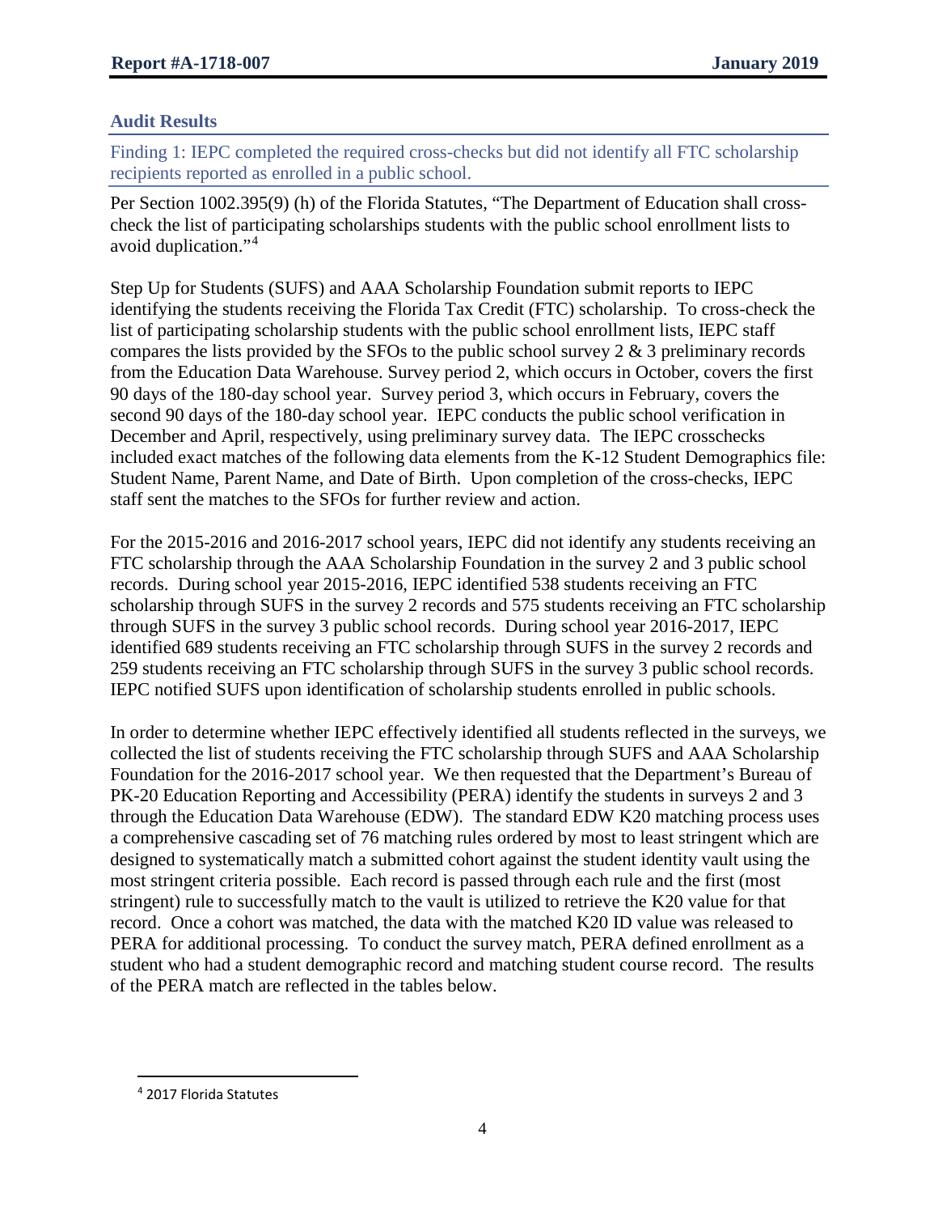## Audit Results

### Finding 1: IEPC completed the required cross-checks but did not identify all FTC scholarship recipients reported as enrolled in a public school.

Per Section 1002.395(9) (h) of the Florida Statutes, "The Department of Education shall cross-check the list of participating scholarships students with the public school enrollment lists to avoid duplication."[4]

Step Up for Students (SUFS) and AAA Scholarship Foundation submit reports to IEPC identifying the students receiving the Florida Tax Credit (FTC) scholarship. To cross-check the list of participating scholarship students with the public school enrollment lists, IEPC staff compares the lists provided by the SFOs to the public school survey 2 & 3 preliminary records from the Education Data Warehouse. Survey period 2, which occurs in October, covers the first 90 days of the 180-day school year. Survey period 3, which occurs in February, covers the second 90 days of the 180-day school year. IEPC conducts the public school verification in December and April, respectively, using preliminary survey data. The IEPC crosschecks included exact matches of the following data elements from the K-12 Student Demographics file: Student Name, Parent Name, and Date of Birth. Upon completion of the cross-checks, IEPC staff sent the matches to the SFOs for further review and action.

For the 2015-2016 and 2016-2017 school years, IEPC did not identify any students receiving an FTC scholarship through the AAA Scholarship Foundation in the survey 2 and 3 public school records. During school year 2015-2016, IEPC identified 538 students receiving an FTC scholarship through SUFS in the survey 2 records and 575 students receiving an FTC scholarship through SUFS in the survey 3 public school records. During school year 2016-2017, IEPC identified 689 students receiving an FTC scholarship through SUFS in the survey 2 records and 259 students receiving an FTC scholarship through SUFS in the survey 3 public school records. IEPC notified SUFS upon identification of scholarship students enrolled in public schools.

In order to determine whether IEPC effectively identified all students reflected in the surveys, we collected the list of students receiving the FTC scholarship through SUFS and AAA Scholarship Foundation for the 2016-2017 school year. We then requested that the Department's Bureau of PK-20 Education Reporting and Accessibility (PERA) identify the students in surveys 2 and 3 through the Education Data Warehouse (EDW). The standard EDW K20 matching process uses a comprehensive cascading set of 76 matching rules ordered by most to least stringent which are designed to systematically match a submitted cohort against the student identity vault using the most stringent criteria possible. Each record is passed through each rule and the first (most stringent) rule to successfully match to the vault is utilized to retrieve the K20 value for that record. Once a cohort was matched, the data with the matched K20 ID value was released to PERA for additional processing. To conduct the survey match, PERA defined enrollment as a student who had a student demographic record and matching student course record. The results of the PERA match are reflected in the tables below.

[4] 2017 Florida Statutes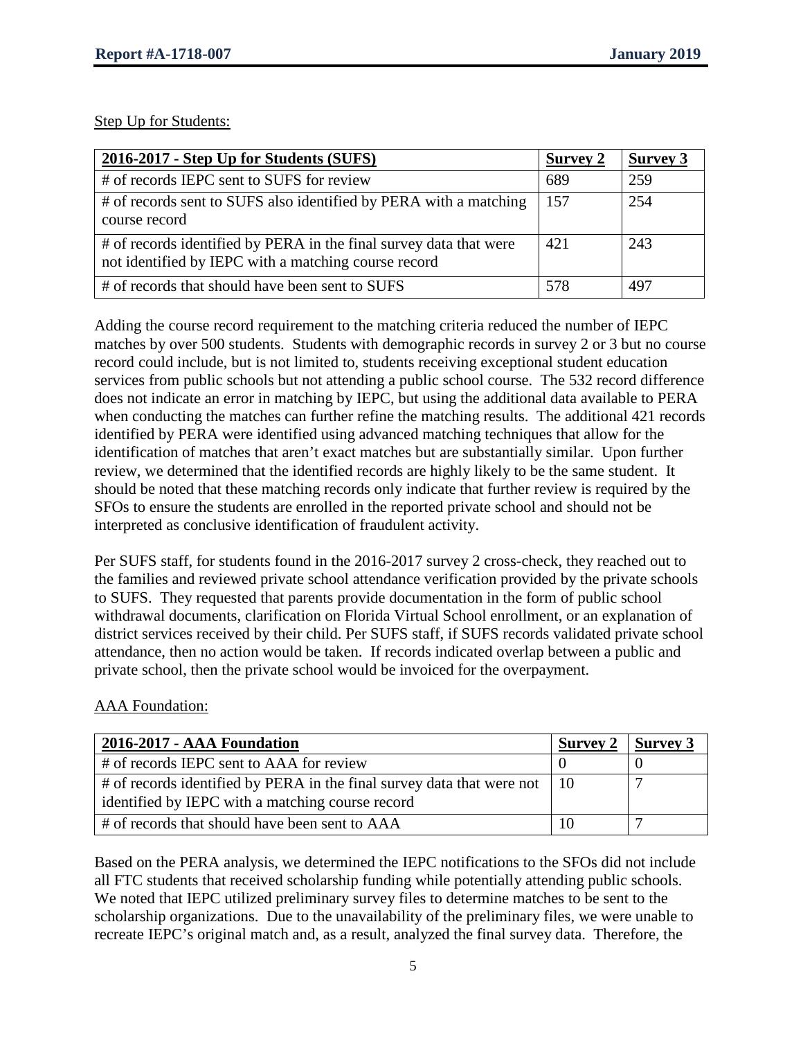Step Up for Students:

| 2016-2017 - Step Up for Students (SUFS) | Survey 2 | Survey 3 |
|---|---|---|
| # of records IEPC sent to SUFS for review | 689 | 259 |
| # of records sent to SUFS also identified by PERA with a matching course record | 157 | 254 |
| # of records identified by PERA in the final survey data that were not identified by IEPC with a matching course record | 421 | 243 |
| # of records that should have been sent to SUFS | 578 | 497 |

Adding the course record requirement to the matching criteria reduced the number of IEPC matches by over 500 students. Students with demographic records in survey 2 or 3 but no course record could include, but is not limited to, students receiving exceptional student education services from public schools but not attending a public school course. The 532 record difference does not indicate an error in matching by IEPC, but using the additional data available to PERA when conducting the matches can further refine the matching results. The additional 421 records identified by PERA were identified using advanced matching techniques that allow for the identification of matches that aren't exact matches but are substantially similar. Upon further review, we determined that the identified records are highly likely to be the same student. It should be noted that these matching records only indicate that further review is required by the SFOs to ensure the students are enrolled in the reported private school and should not be interpreted as conclusive identification of fraudulent activity.

Per SUFS staff, for students found in the 2016-2017 survey 2 cross-check, they reached out to the families and reviewed private school attendance verification provided by the private schools to SUFS. They requested that parents provide documentation in the form of public school withdrawal documents, clarification on Florida Virtual School enrollment, or an explanation of district services received by their child. Per SUFS staff, if SUFS records validated private school attendance, then no action would be taken. If records indicated overlap between a public and private school, then the private school would be invoiced for the overpayment.

AAA Foundation:

| 2016-2017 - AAA Foundation | Survey 2 | Survey 3 |
|---|---|---|
| # of records IEPC sent to AAA for review | 0 | 0 |
| # of records identified by PERA in the final survey data that were not identified by IEPC with a matching course record | 10 | 7 |
| # of records that should have been sent to AAA | 10 | 7 |

Based on the PERA analysis, we determined the IEPC notifications to the SFOs did not include all FTC students that received scholarship funding while potentially attending public schools. We noted that IEPC utilized preliminary survey files to determine matches to be sent to the scholarship organizations. Due to the unavailability of the preliminary files, we were unable to recreate IEPC's original match and, as a result, analyzed the final survey data. Therefore, the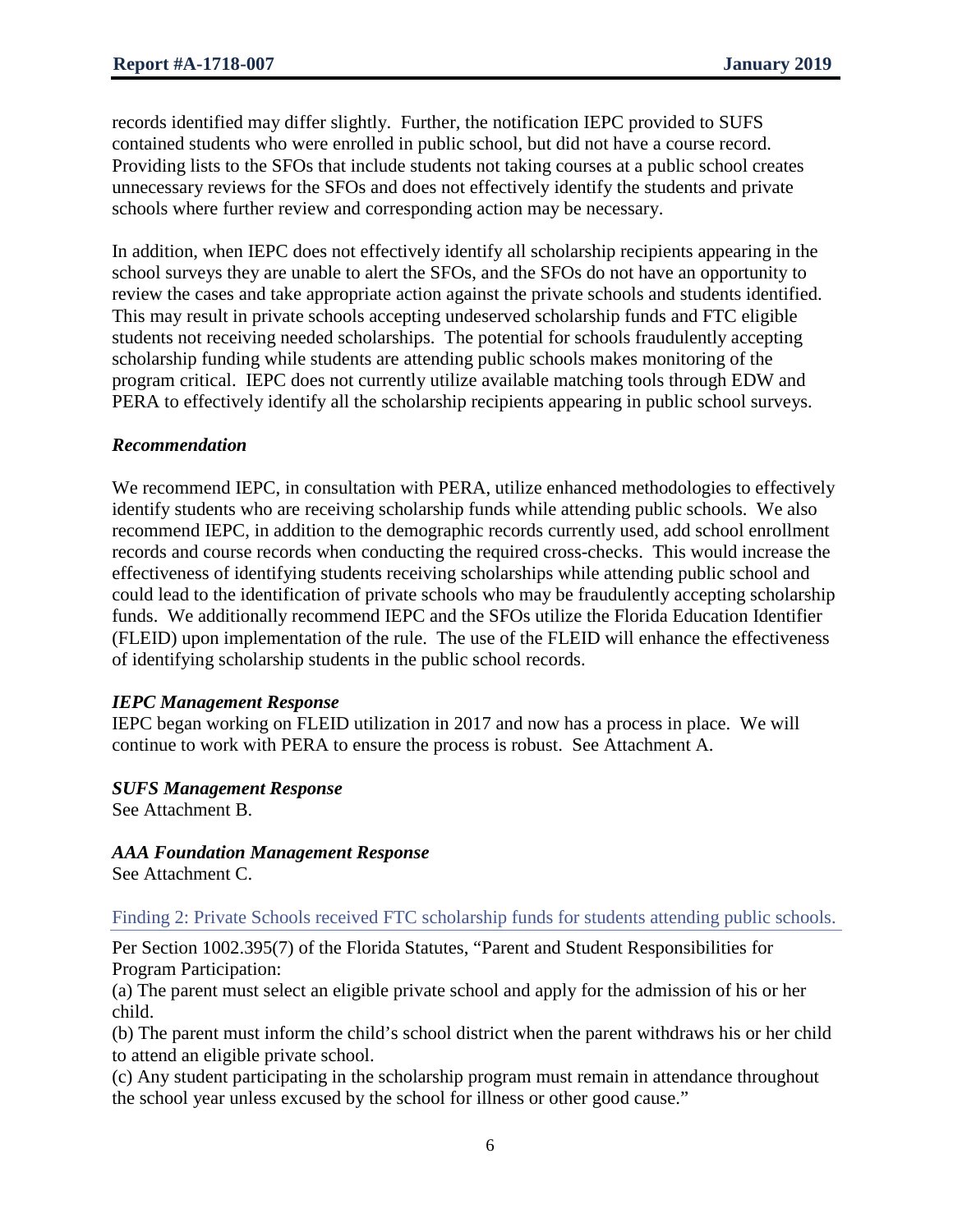records identified may differ slightly. Further, the notification IEPC provided to SUFS contained students who were enrolled in public school, but did not have a course record. Providing lists to the SFOs that include students not taking courses at a public school creates unnecessary reviews for the SFOs and does not effectively identify the students and private schools where further review and corresponding action may be necessary.

In addition, when IEPC does not effectively identify all scholarship recipients appearing in the school surveys they are unable to alert the SFOs, and the SFOs do not have an opportunity to review the cases and take appropriate action against the private schools and students identified. This may result in private schools accepting undeserved scholarship funds and FTC eligible students not receiving needed scholarships. The potential for schools fraudulently accepting scholarship funding while students are attending public schools makes monitoring of the program critical. IEPC does not currently utilize available matching tools through EDW and PERA to effectively identify all the scholarship recipients appearing in public school surveys.

### *Recommendation*

We recommend IEPC, in consultation with PERA, utilize enhanced methodologies to effectively identify students who are receiving scholarship funds while attending public schools. We also recommend IEPC, in addition to the demographic records currently used, add school enrollment records and course records when conducting the required cross-checks. This would increase the effectiveness of identifying students receiving scholarships while attending public school and could lead to the identification of private schools who may be fraudulently accepting scholarship funds. We additionally recommend IEPC and the SFOs utilize the Florida Education Identifier (FLEID) upon implementation of the rule. The use of the FLEID will enhance the effectiveness of identifying scholarship students in the public school records.

### *IEPC Management Response*

IEPC began working on FLEID utilization in 2017 and now has a process in place. We will continue to work with PERA to ensure the process is robust. See Attachment A.

### *SUFS Management Response*

See Attachment B.

### *AAA Foundation Management Response*

See Attachment C.

## Finding 2: Private Schools received FTC scholarship funds for students attending public schools.

Per Section 1002.395(7) of the Florida Statutes, "Parent and Student Responsibilities for Program Participation:

(a) The parent must select an eligible private school and apply for the admission of his or her child.

(b) The parent must inform the child's school district when the parent withdraws his or her child to attend an eligible private school.

(c) Any student participating in the scholarship program must remain in attendance throughout the school year unless excused by the school for illness or other good cause."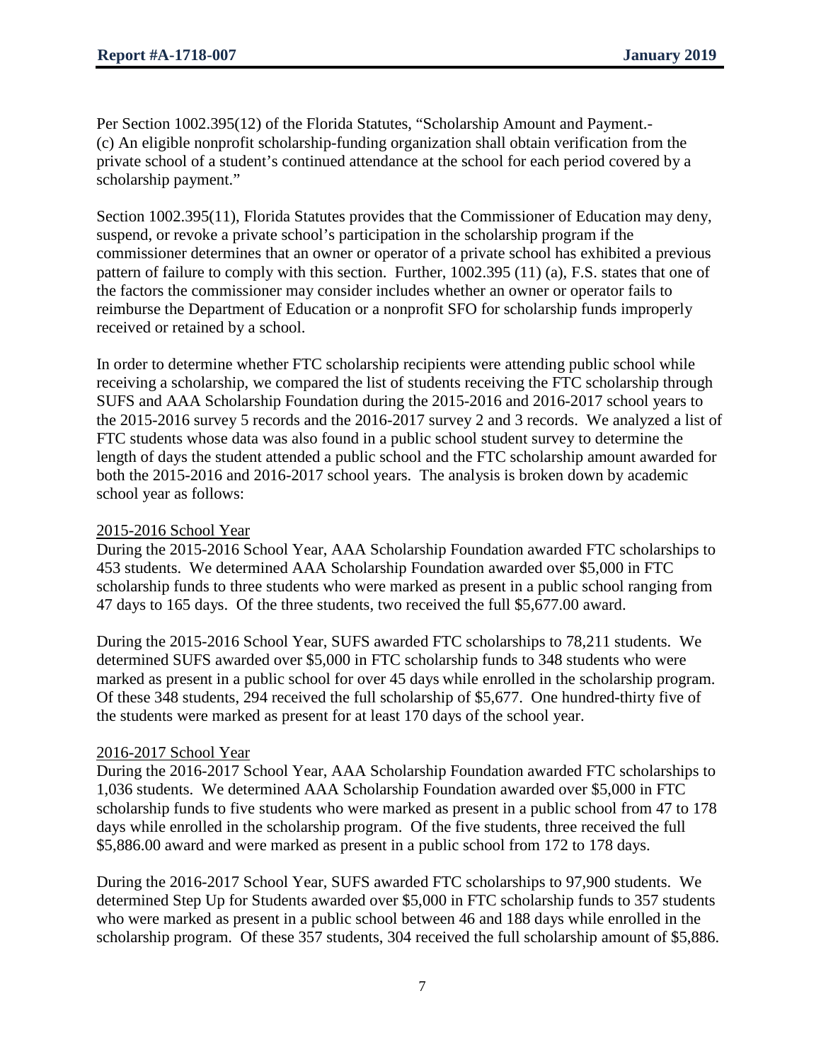Per Section 1002.395(12) of the Florida Statutes, "Scholarship Amount and Payment.- (c) An eligible nonprofit scholarship-funding organization shall obtain verification from the private school of a student's continued attendance at the school for each period covered by a scholarship payment."

Section 1002.395(11), Florida Statutes provides that the Commissioner of Education may deny, suspend, or revoke a private school's participation in the scholarship program if the commissioner determines that an owner or operator of a private school has exhibited a previous pattern of failure to comply with this section. Further, 1002.395 (11) (a), F.S. states that one of the factors the commissioner may consider includes whether an owner or operator fails to reimburse the Department of Education or a nonprofit SFO for scholarship funds improperly received or retained by a school.

In order to determine whether FTC scholarship recipients were attending public school while receiving a scholarship, we compared the list of students receiving the FTC scholarship through SUFS and AAA Scholarship Foundation during the 2015-2016 and 2016-2017 school years to the 2015-2016 survey 5 records and the 2016-2017 survey 2 and 3 records. We analyzed a list of FTC students whose data was also found in a public school student survey to determine the length of days the student attended a public school and the FTC scholarship amount awarded for both the 2015-2016 and 2016-2017 school years. The analysis is broken down by academic school year as follows:

<u>2015-2016 School Year</u>

During the 2015-2016 School Year, AAA Scholarship Foundation awarded FTC scholarships to 453 students. We determined AAA Scholarship Foundation awarded over $5,000 in FTC scholarship funds to three students who were marked as present in a public school ranging from 47 days to 165 days. Of the three students, two received the full $5,677.00 award.

During the 2015-2016 School Year, SUFS awarded FTC scholarships to 78,211 students. We determined SUFS awarded over $5,000 in FTC scholarship funds to 348 students who were marked as present in a public school for over 45 days while enrolled in the scholarship program. Of these 348 students, 294 received the full scholarship of $5,677. One hundred-thirty five of the students were marked as present for at least 170 days of the school year.

<u>2016-2017 School Year</u>

During the 2016-2017 School Year, AAA Scholarship Foundation awarded FTC scholarships to 1,036 students. We determined AAA Scholarship Foundation awarded over $5,000 in FTC scholarship funds to five students who were marked as present in a public school from 47 to 178 days while enrolled in the scholarship program. Of the five students, three received the full $5,886.00 award and were marked as present in a public school from 172 to 178 days.

During the 2016-2017 School Year, SUFS awarded FTC scholarships to 97,900 students. We determined Step Up for Students awarded over $5,000 in FTC scholarship funds to 357 students who were marked as present in a public school between 46 and 188 days while enrolled in the scholarship program. Of these 357 students, 304 received the full scholarship amount of $5,886.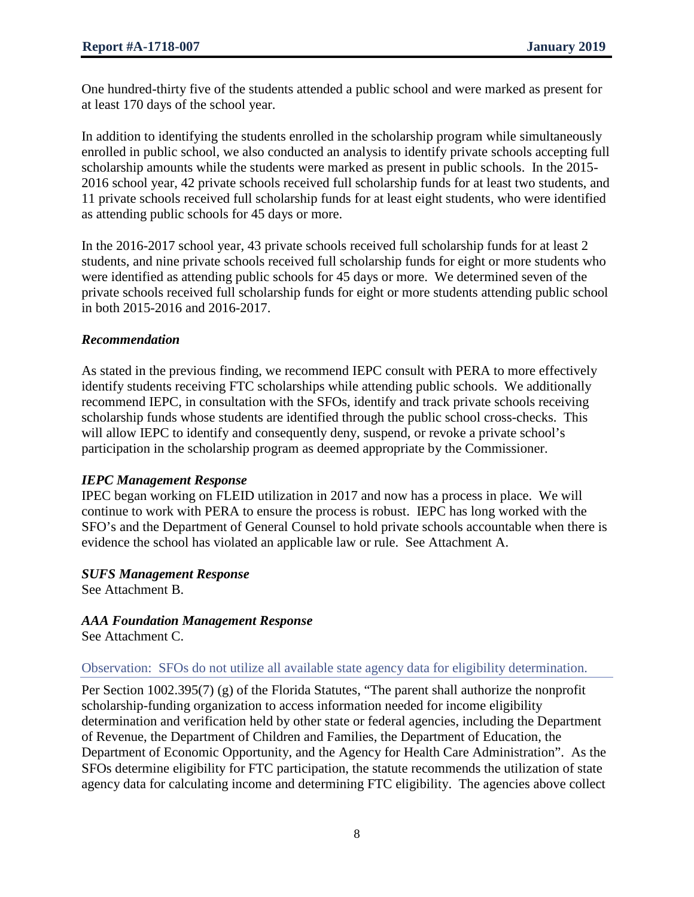One hundred-thirty five of the students attended a public school and were marked as present for at least 170 days of the school year.

In addition to identifying the students enrolled in the scholarship program while simultaneously enrolled in public school, we also conducted an analysis to identify private schools accepting full scholarship amounts while the students were marked as present in public schools. In the 2015-2016 school year, 42 private schools received full scholarship funds for at least two students, and 11 private schools received full scholarship funds for at least eight students, who were identified as attending public schools for 45 days or more.

In the 2016-2017 school year, 43 private schools received full scholarship funds for at least 2 students, and nine private schools received full scholarship funds for eight or more students who were identified as attending public schools for 45 days or more. We determined seven of the private schools received full scholarship funds for eight or more students attending public school in both 2015-2016 and 2016-2017.

***Recommendation***

As stated in the previous finding, we recommend IEPC consult with PERA to more effectively identify students receiving FTC scholarships while attending public schools. We additionally recommend IEPC, in consultation with the SFOs, identify and track private schools receiving scholarship funds whose students are identified through the public school cross-checks. This will allow IEPC to identify and consequently deny, suspend, or revoke a private school's participation in the scholarship program as deemed appropriate by the Commissioner.

***IEPC Management Response***

IPEC began working on FLEID utilization in 2017 and now has a process in place. We will continue to work with PERA to ensure the process is robust. IEPC has long worked with the SFO's and the Department of General Counsel to hold private schools accountable when there is evidence the school has violated an applicable law or rule. See Attachment A.

***SUFS Management Response***

See Attachment B.

***AAA Foundation Management Response***

See Attachment C.

## Observation: SFOs do not utilize all available state agency data for eligibility determination.

Per Section 1002.395(7) (g) of the Florida Statutes, "The parent shall authorize the nonprofit scholarship-funding organization to access information needed for income eligibility determination and verification held by other state or federal agencies, including the Department of Revenue, the Department of Children and Families, the Department of Education, the Department of Economic Opportunity, and the Agency for Health Care Administration". As the SFOs determine eligibility for FTC participation, the statute recommends the utilization of state agency data for calculating income and determining FTC eligibility. The agencies above collect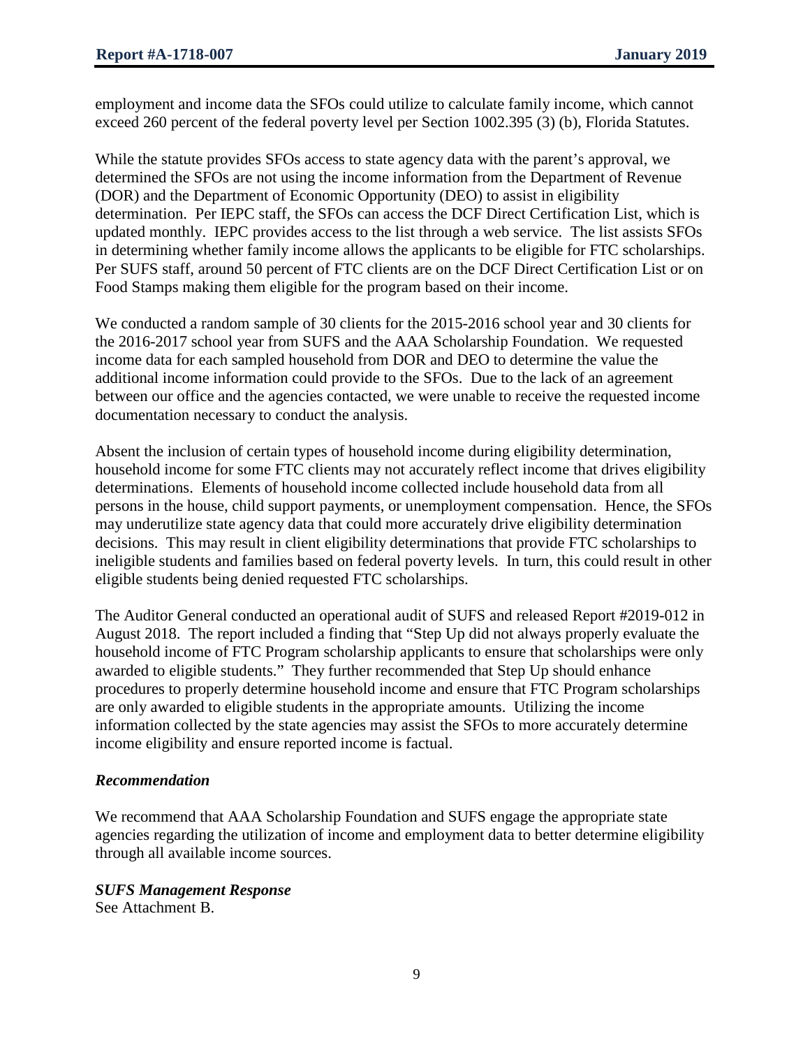employment and income data the SFOs could utilize to calculate family income, which cannot exceed 260 percent of the federal poverty level per Section 1002.395 (3) (b), Florida Statutes.

While the statute provides SFOs access to state agency data with the parent's approval, we determined the SFOs are not using the income information from the Department of Revenue (DOR) and the Department of Economic Opportunity (DEO) to assist in eligibility determination. Per IEPC staff, the SFOs can access the DCF Direct Certification List, which is updated monthly. IEPC provides access to the list through a web service. The list assists SFOs in determining whether family income allows the applicants to be eligible for FTC scholarships. Per SUFS staff, around 50 percent of FTC clients are on the DCF Direct Certification List or on Food Stamps making them eligible for the program based on their income.

We conducted a random sample of 30 clients for the 2015-2016 school year and 30 clients for the 2016-2017 school year from SUFS and the AAA Scholarship Foundation. We requested income data for each sampled household from DOR and DEO to determine the value the additional income information could provide to the SFOs. Due to the lack of an agreement between our office and the agencies contacted, we were unable to receive the requested income documentation necessary to conduct the analysis.

Absent the inclusion of certain types of household income during eligibility determination, household income for some FTC clients may not accurately reflect income that drives eligibility determinations. Elements of household income collected include household data from all persons in the house, child support payments, or unemployment compensation. Hence, the SFOs may underutilize state agency data that could more accurately drive eligibility determination decisions. This may result in client eligibility determinations that provide FTC scholarships to ineligible students and families based on federal poverty levels. In turn, this could result in other eligible students being denied requested FTC scholarships.

The Auditor General conducted an operational audit of SUFS and released Report #2019-012 in August 2018. The report included a finding that "Step Up did not always properly evaluate the household income of FTC Program scholarship applicants to ensure that scholarships were only awarded to eligible students." They further recommended that Step Up should enhance procedures to properly determine household income and ensure that FTC Program scholarships are only awarded to eligible students in the appropriate amounts. Utilizing the income information collected by the state agencies may assist the SFOs to more accurately determine income eligibility and ensure reported income is factual.

***Recommendation***

We recommend that AAA Scholarship Foundation and SUFS engage the appropriate state agencies regarding the utilization of income and employment data to better determine eligibility through all available income sources.

***SUFS Management Response***

See Attachment B.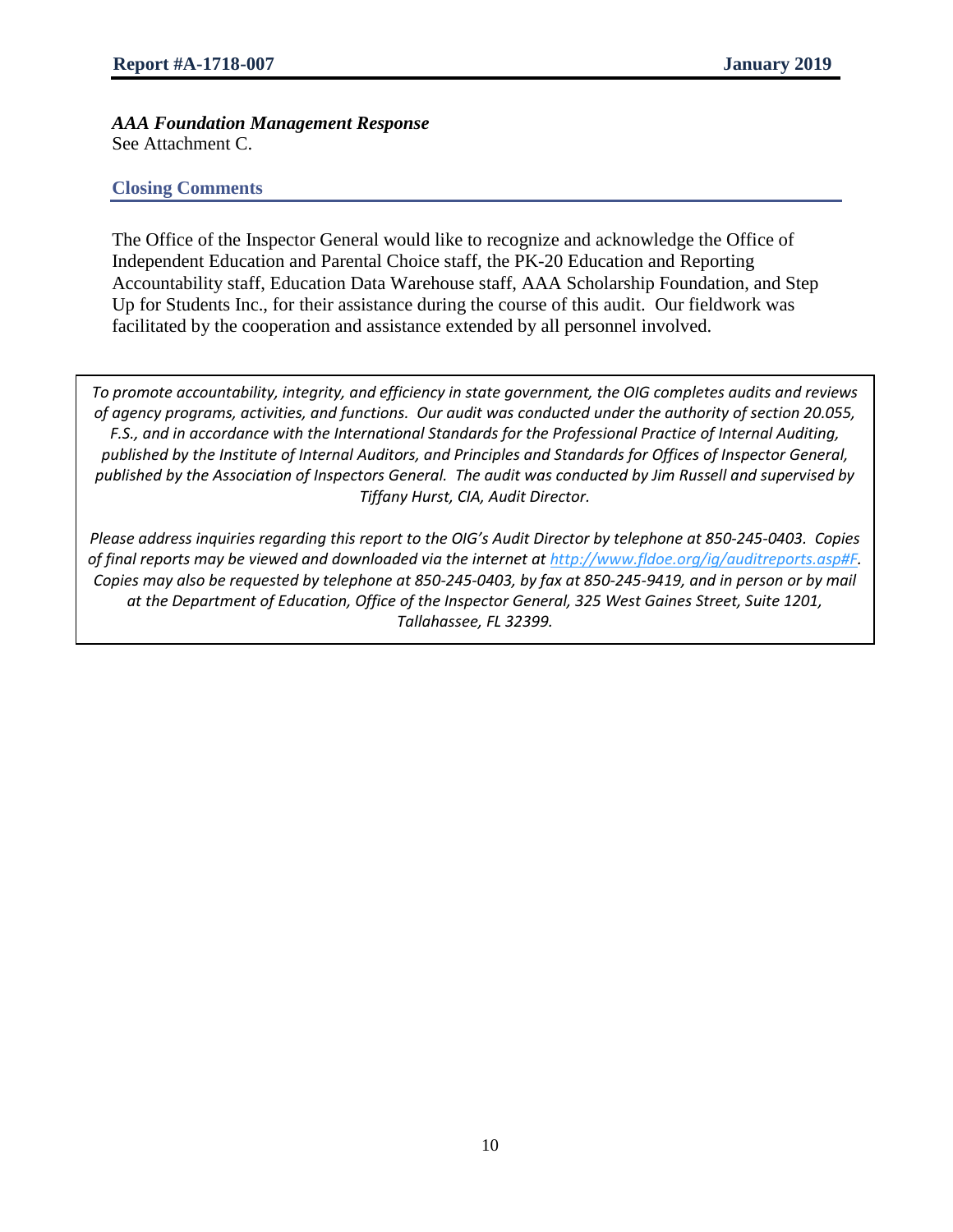***AAA Foundation Management Response***
See Attachment C.

## Closing Comments

The Office of the Inspector General would like to recognize and acknowledge the Office of Independent Education and Parental Choice staff, the PK-20 Education and Reporting Accountability staff, Education Data Warehouse staff, AAA Scholarship Foundation, and Step Up for Students Inc., for their assistance during the course of this audit. Our fieldwork was facilitated by the cooperation and assistance extended by all personnel involved.

*To promote accountability, integrity, and efficiency in state government, the OIG completes audits and reviews of agency programs, activities, and functions. Our audit was conducted under the authority of section 20.055, F.S., and in accordance with the International Standards for the Professional Practice of Internal Auditing, published by the Institute of Internal Auditors, and Principles and Standards for Offices of Inspector General, published by the Association of Inspectors General. The audit was conducted by Jim Russell and supervised by Tiffany Hurst, CIA, Audit Director.*

*Please address inquiries regarding this report to the OIG's Audit Director by telephone at 850-245-0403. Copies of final reports may be viewed and downloaded via the internet at [http://www.fldoe.org/ig/auditreports.asp#F](http://www.fldoe.org/ig/auditreports.asp#F). Copies may also be requested by telephone at 850-245-0403, by fax at 850-245-9419, and in person or by mail at the Department of Education, Office of the Inspector General, 325 West Gaines Street, Suite 1201, Tallahassee, FL 32399.*